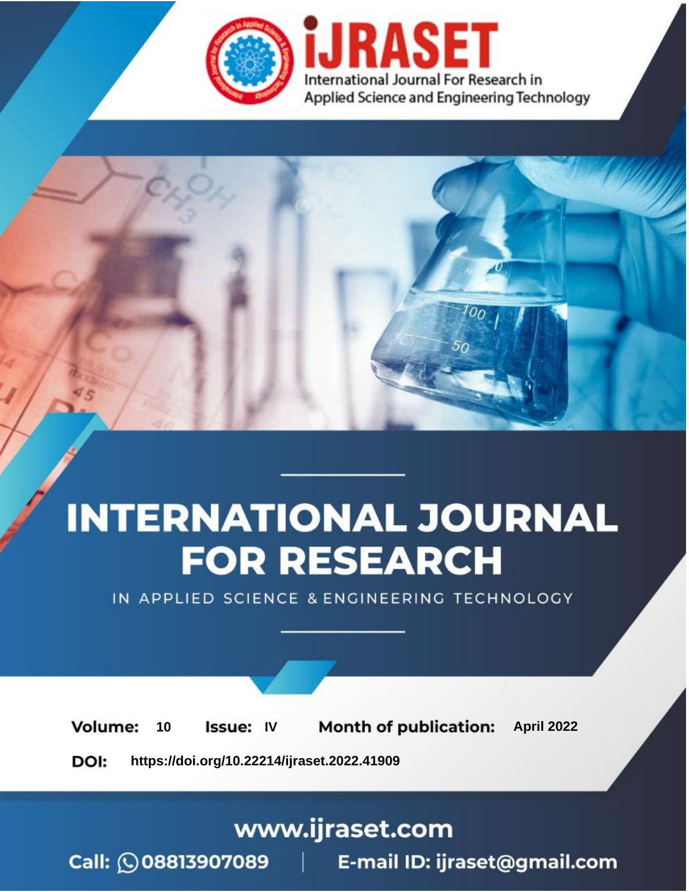# INTERNATIONAL JOURNAL FOR RESEARCH

IN APPLIED SCIENCE & ENGINEERING TECHNOLOGY

**Volume:** 10 **Issue:** IV **Month of publication:** April 2022

**DOI:** https://doi.org/10.22214/ijraset.2022.41909

www.ijraset.com

Call: 08813907089 | E-mail ID: ijraset@gmail.com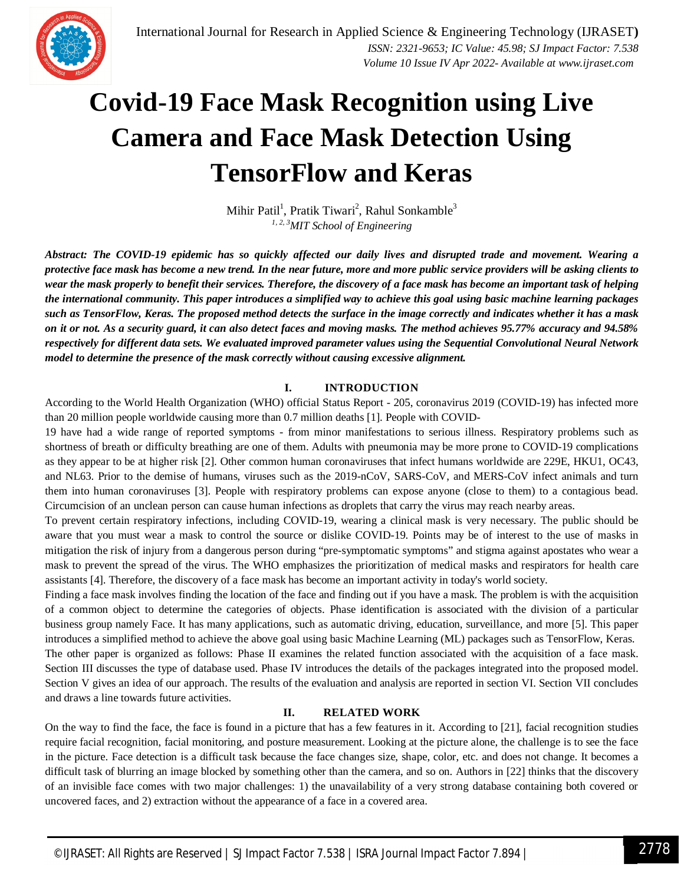# Covid-19 Face Mask Recognition using Live Camera and Face Mask Detection Using TensorFlow and Keras

Mihir Patil[1], Pratik Tiwari[2], Rahul Sonkamble[3]

[1, 2, 3]*MIT School of Engineering*

***Abstract:** The COVID-19 epidemic has so quickly affected our daily lives and disrupted trade and movement. Wearing a protective face mask has become a new trend. In the near future, more and more public service providers will be asking clients to wear the mask properly to benefit their services. Therefore, the discovery of a face mask has become an important task of helping the international community. This paper introduces a simplified way to achieve this goal using basic machine learning packages such as TensorFlow, Keras. The proposed method detects the surface in the image correctly and indicates whether it has a mask on it or not. As a security guard, it can also detect faces and moving masks. The method achieves 95.77% accuracy and 94.58% respectively for different data sets. We evaluated improved parameter values using the Sequential Convolutional Neural Network model to determine the presence of the mask correctly without causing excessive alignment.*

## I. INTRODUCTION

According to the World Health Organization (WHO) official Status Report - 205, coronavirus 2019 (COVID-19) has infected more than 20 million people worldwide causing more than 0.7 million deaths [1]. People with COVID-19 have had a wide range of reported symptoms - from minor manifestations to serious illness. Respiratory problems such as shortness of breath or difficulty breathing are one of them. Adults with pneumonia may be more prone to COVID-19 complications as they appear to be at higher risk [2]. Other common human coronaviruses that infect humans worldwide are 229E, HKU1, OC43, and NL63. Prior to the demise of humans, viruses such as the 2019-nCoV, SARS-CoV, and MERS-CoV infect animals and turn them into human coronaviruses [3]. People with respiratory problems can expose anyone (close to them) to a contagious bead. Circumcision of an unclean person can cause human infections as droplets that carry the virus may reach nearby areas.

To prevent certain respiratory infections, including COVID-19, wearing a clinical mask is very necessary. The public should be aware that you must wear a mask to control the source or dislike COVID-19. Points may be of interest to the use of masks in mitigation the risk of injury from a dangerous person during "pre-symptomatic symptoms" and stigma against apostates who wear a mask to prevent the spread of the virus. The WHO emphasizes the prioritization of medical masks and respirators for health care assistants [4]. Therefore, the discovery of a face mask has become an important activity in today's world society.

Finding a face mask involves finding the location of the face and finding out if you have a mask. The problem is with the acquisition of a common object to determine the categories of objects. Phase identification is associated with the division of a particular business group namely Face. It has many applications, such as automatic driving, education, surveillance, and more [5]. This paper introduces a simplified method to achieve the above goal using basic Machine Learning (ML) packages such as TensorFlow, Keras.

The other paper is organized as follows: Phase II examines the related function associated with the acquisition of a face mask. Section III discusses the type of database used. Phase IV introduces the details of the packages integrated into the proposed model. Section V gives an idea of our approach. The results of the evaluation and analysis are reported in section VI. Section VII concludes and draws a line towards future activities.

## II. RELATED WORK

On the way to find the face, the face is found in a picture that has a few features in it. According to [21], facial recognition studies require facial recognition, facial monitoring, and posture measurement. Looking at the picture alone, the challenge is to see the face in the picture. Face detection is a difficult task because the face changes size, shape, color, etc. and does not change. It becomes a difficult task of blurring an image blocked by something other than the camera, and so on. Authors in [22] thinks that the discovery of an invisible face comes with two major challenges: 1) the unavailability of a very strong database containing both covered or uncovered faces, and 2) extraction without the appearance of a face in a covered area.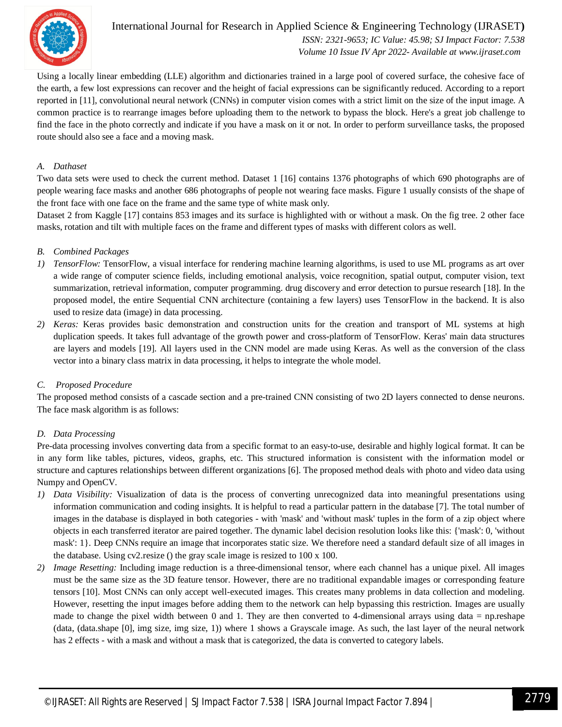Using a locally linear embedding (LLE) algorithm and dictionaries trained in a large pool of covered surface, the cohesive face of the earth, a few lost expressions can recover and the height of facial expressions can be significantly reduced. According to a report reported in [11], convolutional neural network (CNNs) in computer vision comes with a strict limit on the size of the input image. A common practice is to rearrange images before uploading them to the network to bypass the block. Here's a great job challenge to find the face in the photo correctly and indicate if you have a mask on it or not. In order to perform surveillance tasks, the proposed route should also see a face and a moving mask.

### *A. Dathaset*

Two data sets were used to check the current method. Dataset 1 [16] contains 1376 photographs of which 690 photographs are of people wearing face masks and another 686 photographs of people not wearing face masks. Figure 1 usually consists of the shape of the front face with one face on the frame and the same type of white mask only.

Dataset 2 from Kaggle [17] contains 853 images and its surface is highlighted with or without a mask. On the fig tree. 2 other face masks, rotation and tilt with multiple faces on the frame and different types of masks with different colors as well.

### *B. Combined Packages*

1) *TensorFlow:* TensorFlow, a visual interface for rendering machine learning algorithms, is used to use ML programs as art over a wide range of computer science fields, including emotional analysis, voice recognition, spatial output, computer vision, text summarization, retrieval information, computer programming. drug discovery and error detection to pursue research [18]. In the proposed model, the entire Sequential CNN architecture (containing a few layers) uses TensorFlow in the backend. It is also used to resize data (image) in data processing.
2) *Keras:* Keras provides basic demonstration and construction units for the creation and transport of ML systems at high duplication speeds. It takes full advantage of the growth power and cross-platform of TensorFlow. Keras' main data structures are layers and models [19]. All layers used in the CNN model are made using Keras. As well as the conversion of the class vector into a binary class matrix in data processing, it helps to integrate the whole model.

### *C. Proposed Procedure*

The proposed method consists of a cascade section and a pre-trained CNN consisting of two 2D layers connected to dense neurons. The face mask algorithm is as follows:

### *D. Data Processing*

Pre-data processing involves converting data from a specific format to an easy-to-use, desirable and highly logical format. It can be in any form like tables, pictures, videos, graphs, etc. This structured information is consistent with the information model or structure and captures relationships between different organizations [6]. The proposed method deals with photo and video data using Numpy and OpenCV.

1) *Data Visibility:* Visualization of data is the process of converting unrecognized data into meaningful presentations using information communication and coding insights. It is helpful to read a particular pattern in the database [7]. The total number of images in the database is displayed in both categories - with 'mask' and 'without mask' tuples in the form of a zip object where objects in each transferred iterator are paired together. The dynamic label decision resolution looks like this: {'mask': 0, 'without mask': 1}. Deep CNNs require an image that incorporates static size. We therefore need a standard default size of all images in the database. Using cv2.resize () the gray scale image is resized to 100 x 100.
2) *Image Resetting:* Including image reduction is a three-dimensional tensor, where each channel has a unique pixel. All images must be the same size as the 3D feature tensor. However, there are no traditional expandable images or corresponding feature tensors [10]. Most CNNs can only accept well-executed images. This creates many problems in data collection and modeling. However, resetting the input images before adding them to the network can help bypassing this restriction. Images are usually made to change the pixel width between 0 and 1. They are then converted to 4-dimensional arrays using data = np.reshape (data, (data.shape [0], img size, img size, 1)) where 1 shows a Grayscale image. As such, the last layer of the neural network has 2 effects - with a mask and without a mask that is categorized, the data is converted to category labels.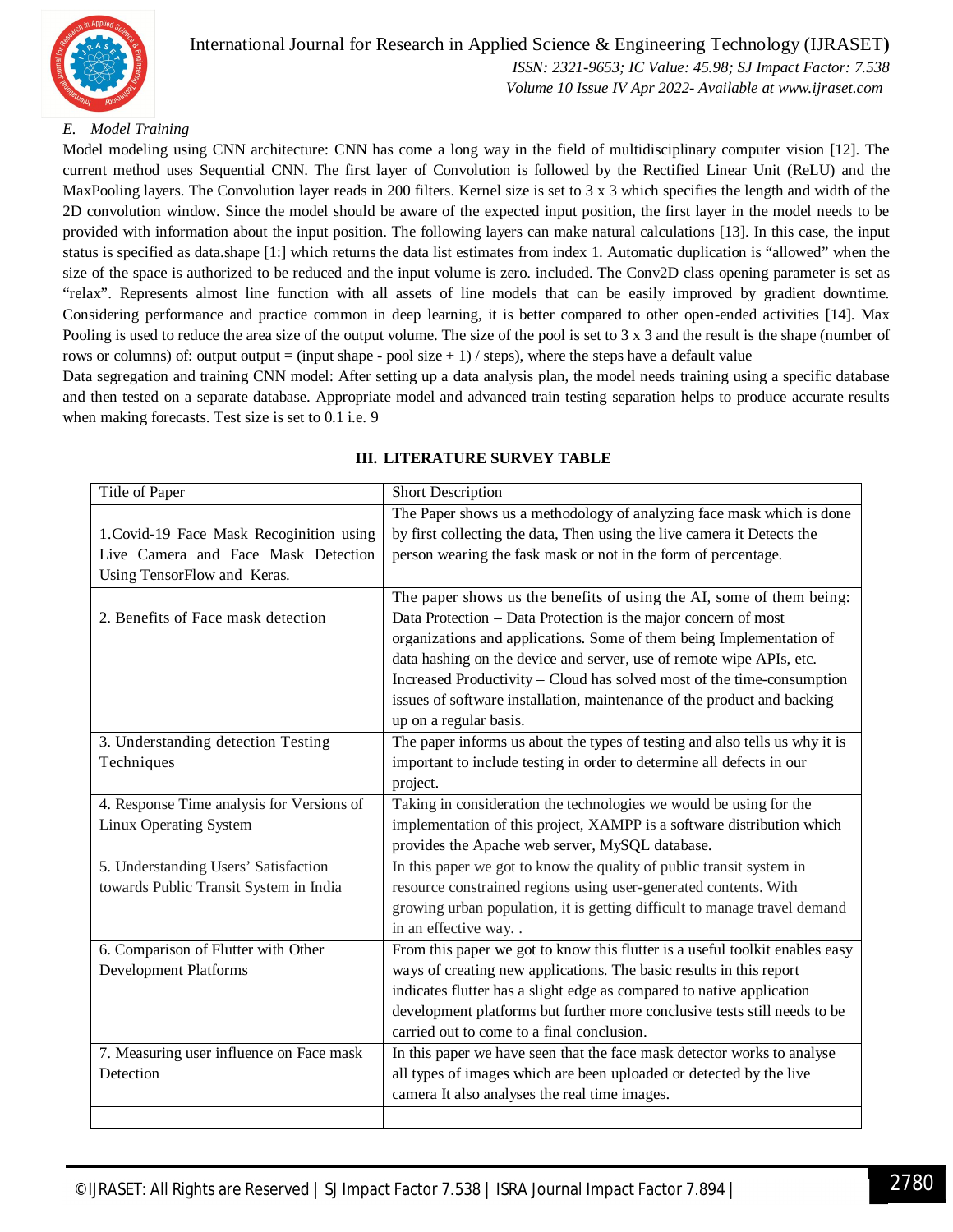### *E. Model Training*

Model modeling using CNN architecture: CNN has come a long way in the field of multidisciplinary computer vision [12]. The current method uses Sequential CNN. The first layer of Convolution is followed by the Rectified Linear Unit (ReLU) and the MaxPooling layers. The Convolution layer reads in 200 filters. Kernel size is set to 3 x 3 which specifies the length and width of the 2D convolution window. Since the model should be aware of the expected input position, the first layer in the model needs to be provided with information about the input position. The following layers can make natural calculations [13]. In this case, the input status is specified as data.shape [1:] which returns the data list estimates from index 1. Automatic duplication is "allowed" when the size of the space is authorized to be reduced and the input volume is zero. included. The Conv2D class opening parameter is set as "relax". Represents almost line function with all assets of line models that can be easily improved by gradient downtime. Considering performance and practice common in deep learning, it is better compared to other open-ended activities [14]. Max Pooling is used to reduce the area size of the output volume. The size of the pool is set to 3 x 3 and the result is the shape (number of rows or columns) of: output output = (input shape - pool size + 1) / steps), where the steps have a default value

Data segregation and training CNN model: After setting up a data analysis plan, the model needs training using a specific database and then tested on a separate database. Appropriate model and advanced train testing separation helps to produce accurate results when making forecasts. Test size is set to 0.1 i.e. 9

## III. LITERATURE SURVEY TABLE

| Title of Paper | Short Description |
|---|---|
| 1.Covid-19 Face Mask Recoginition using Live Camera and Face Mask Detection Using TensorFlow and Keras. | The Paper shows us a methodology of analyzing face mask which is done by first collecting the data, Then using the live camera it Detects the person wearing the fask mask or not in the form of percentage. |
| 2. Benefits of Face mask detection | The paper shows us the benefits of using the AI, some of them being: Data Protection – Data Protection is the major concern of most organizations and applications. Some of them being Implementation of data hashing on the device and server, use of remote wipe APIs, etc. Increased Productivity – Cloud has solved most of the time-consumption issues of software installation, maintenance of the product and backing up on a regular basis. |
| 3. Understanding detection Testing Techniques | The paper informs us about the types of testing and also tells us why it is important to include testing in order to determine all defects in our project. |
| 4. Response Time analysis for Versions of Linux Operating System | Taking in consideration the technologies we would be using for the implementation of this project, XAMPP is a software distribution which provides the Apache web server, MySQL database. |
| 5. Understanding Users' Satisfaction towards Public Transit System in India | In this paper we got to know the quality of public transit system in resource constrained regions using user-generated contents. With growing urban population, it is getting difficult to manage travel demand in an effective way. . |
| 6. Comparison of Flutter with Other Development Platforms | From this paper we got to know this flutter is a useful toolkit enables easy ways of creating new applications. The basic results in this report indicates flutter has a slight edge as compared to native application development platforms but further more conclusive tests still needs to be carried out to come to a final conclusion. |
| 7. Measuring user influence on Face mask Detection | In this paper we have seen that the face mask detector works to analyse all types of images which are been uploaded or detected by the live camera It also analyses the real time images. |
| | |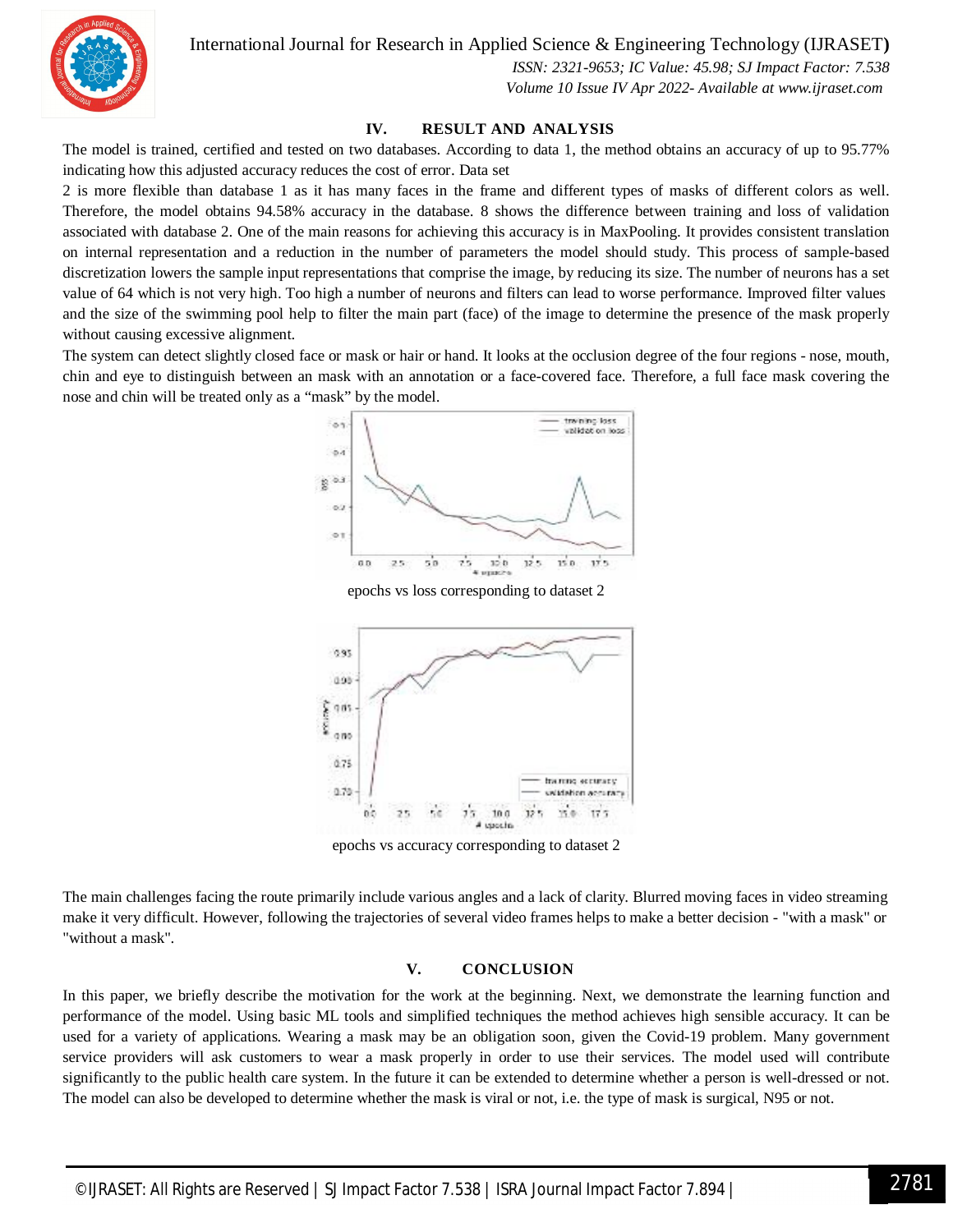## IV. RESULT AND ANALYSIS

The model is trained, certified and tested on two databases. According to data 1, the method obtains an accuracy of up to 95.77% indicating how this adjusted accuracy reduces the cost of error. Data set

2 is more flexible than database 1 as it has many faces in the frame and different types of masks of different colors as well. Therefore, the model obtains 94.58% accuracy in the database. 8 shows the difference between training and loss of validation associated with database 2. One of the main reasons for achieving this accuracy is in MaxPooling. It provides consistent translation on internal representation and a reduction in the number of parameters the model should study. This process of sample-based discretization lowers the sample input representations that comprise the image, by reducing its size. The number of neurons has a set value of 64 which is not very high. Too high a number of neurons and filters can lead to worse performance. Improved filter values and the size of the swimming pool help to filter the main part (face) of the image to determine the presence of the mask properly without causing excessive alignment.

The system can detect slightly closed face or mask or hair or hand. It looks at the occlusion degree of the four regions - nose, mouth, chin and eye to distinguish between an mask with an annotation or a face-covered face. Therefore, a full face mask covering the nose and chin will be treated only as a "mask" by the model.

epochs vs loss corresponding to dataset 2

epochs vs accuracy corresponding to dataset 2

The main challenges facing the route primarily include various angles and a lack of clarity. Blurred moving faces in video streaming make it very difficult. However, following the trajectories of several video frames helps to make a better decision - "with a mask" or "without a mask".

## V. CONCLUSION

In this paper, we briefly describe the motivation for the work at the beginning. Next, we demonstrate the learning function and performance of the model. Using basic ML tools and simplified techniques the method achieves high sensible accuracy. It can be used for a variety of applications. Wearing a mask may be an obligation soon, given the Covid-19 problem. Many government service providers will ask customers to wear a mask properly in order to use their services. The model used will contribute significantly to the public health care system. In the future it can be extended to determine whether a person is well-dressed or not. The model can also be developed to determine whether the mask is viral or not, i.e. the type of mask is surgical, N95 or not.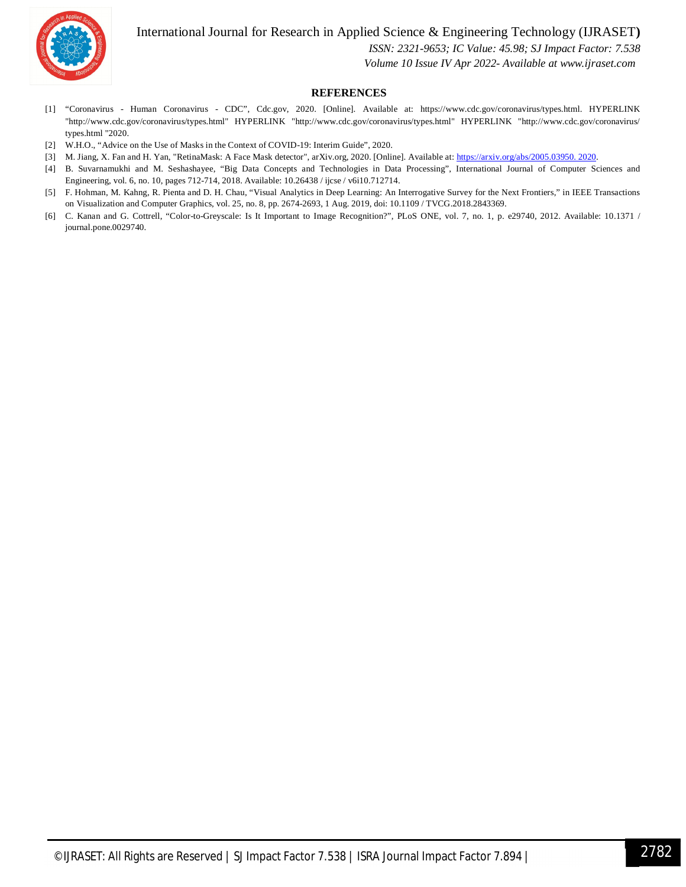## REFERENCES

[1] "Coronavirus - Human Coronavirus - CDC", Cdc.gov, 2020. [Online]. Available at: https://www.cdc.gov/coronavirus/types.html. HYPERLINK "http://www.cdc.gov/coronavirus/types.html" HYPERLINK "http://www.cdc.gov/coronavirus/types.html" HYPERLINK "http://www.cdc.gov/coronavirus/types.html "2020.

[2] W.H.O., "Advice on the Use of Masks in the Context of COVID-19: Interim Guide", 2020.

[3] M. Jiang, X. Fan and H. Yan, "RetinaMask: A Face Mask detector", arXiv.org, 2020. [Online]. Available at: https://arxiv.org/abs/2005.03950. 2020.

[4] B. Suvarnamukhi and M. Seshashayee, "Big Data Concepts and Technologies in Data Processing", International Journal of Computer Sciences and Engineering, vol. 6, no. 10, pages 712-714, 2018. Available: 10.26438 / ijcse / v6i10.712714.

[5] F. Hohman, M. Kahng, R. Pienta and D. H. Chau, "Visual Analytics in Deep Learning: An Interrogative Survey for the Next Frontiers," in IEEE Transactions on Visualization and Computer Graphics, vol. 25, no. 8, pp. 2674-2693, 1 Aug. 2019, doi: 10.1109 / TVCG.2018.2843369.

[6] C. Kanan and G. Cottrell, "Color-to-Greyscale: Is It Important to Image Recognition?", PLoS ONE, vol. 7, no. 1, p. e29740, 2012. Available: 10.1371 / journal.pone.0029740.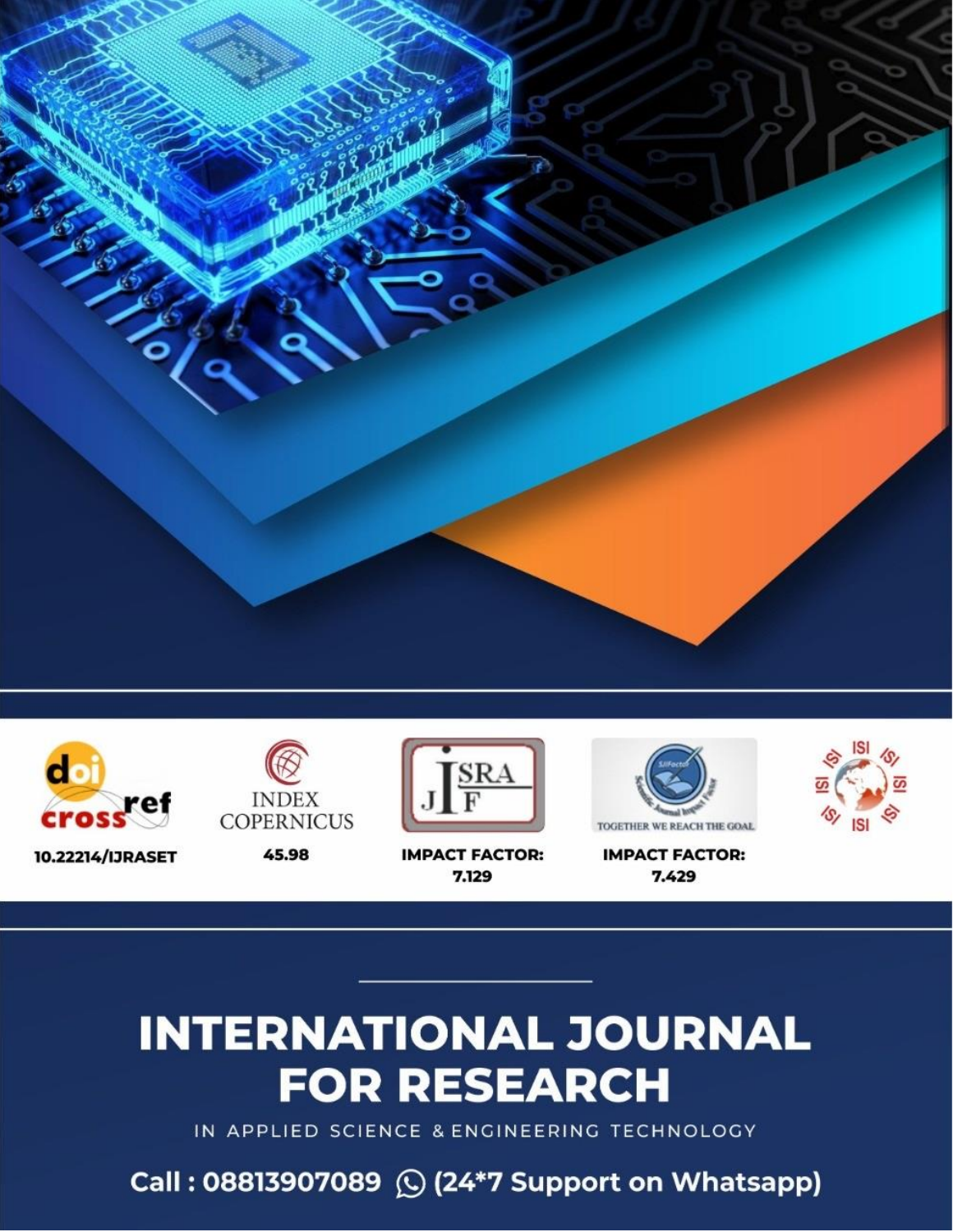10.22214/IJRASET

INDEX COPERNICUS

45.98

JISRA IF

IMPACT FACTOR: 7.129

TOGETHER WE REACH THE GOAL

IMPACT FACTOR: 7.429

# INTERNATIONAL JOURNAL FOR RESEARCH

IN APPLIED SCIENCE & ENGINEERING TECHNOLOGY

Call : 08813907089 (24*7 Support on Whatsapp)